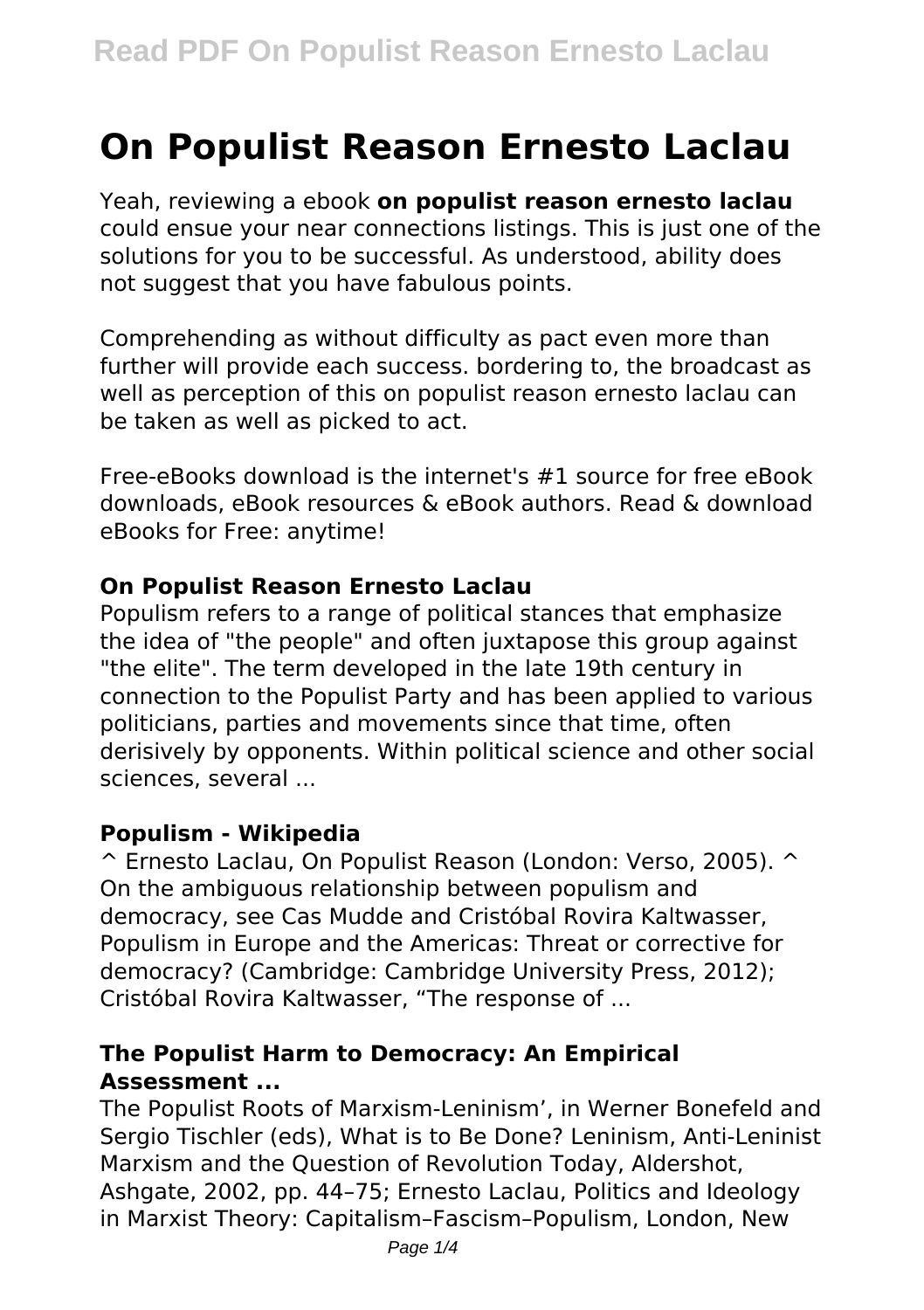# On Populist Reason Ernesto Laclau

Yeah, reviewing a ebook **on populist reason ernesto laclau** could ensue your near connections listings. This is just one of the solutions for you to be successful. As understood, ability does not suggest that you have fabulous points.

Comprehending as without difficulty as pact even more than further will provide each success. bordering to, the broadcast as well as perception of this on populist reason ernesto laclau can be taken as well as picked to act.

Free-eBooks download is the internet's #1 source for free eBook downloads, eBook resources & eBook authors. Read & download eBooks for Free: anytime!

### On Populist Reason Ernesto Laclau

Populism refers to a range of political stances that emphasize the idea of "the people" and often juxtapose this group against "the elite". The term developed in the late 19th century in connection to the Populist Party and has been applied to various politicians, parties and movements since that time, often derisively by opponents. Within political science and other social sciences, several ...

### Populism - Wikipedia

^ Ernesto Laclau, On Populist Reason (London: Verso, 2005). ^ On the ambiguous relationship between populism and democracy, see Cas Mudde and Cristóbal Rovira Kaltwasser, Populism in Europe and the Americas: Threat or corrective for democracy? (Cambridge: Cambridge University Press, 2012); Cristóbal Rovira Kaltwasser, "The response of ...

### The Populist Harm to Democracy: An Empirical Assessment ...

The Populist Roots of Marxism-Leninism', in Werner Bonefeld and Sergio Tischler (eds), What is to Be Done? Leninism, Anti-Leninist Marxism and the Question of Revolution Today, Aldershot, Ashgate, 2002, pp. 44–75; Ernesto Laclau, Politics and Ideology in Marxist Theory: Capitalism–Fascism–Populism, London, New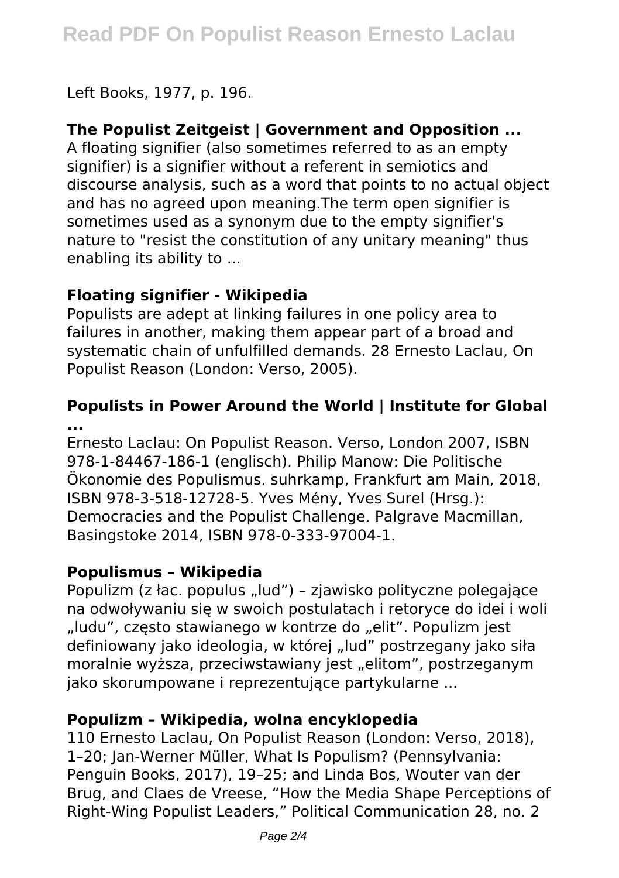Left Books, 1977, p. 196.

### The Populist Zeitgeist | Government and Opposition ...

A floating signifier (also sometimes referred to as an empty signifier) is a signifier without a referent in semiotics and discourse analysis, such as a word that points to no actual object and has no agreed upon meaning.The term open signifier is sometimes used as a synonym due to the empty signifier's nature to "resist the constitution of any unitary meaning" thus enabling its ability to ...

### Floating signifier - Wikipedia

Populists are adept at linking failures in one policy area to failures in another, making them appear part of a broad and systematic chain of unfulfilled demands. 28 Ernesto Laclau, On Populist Reason (London: Verso, 2005).

### Populists in Power Around the World | Institute for Global ...

Ernesto Laclau: On Populist Reason. Verso, London 2007, ISBN 978-1-84467-186-1 (englisch). Philip Manow: Die Politische Ökonomie des Populismus. suhrkamp, Frankfurt am Main, 2018, ISBN 978-3-518-12728-5. Yves Mény, Yves Surel (Hrsg.): Democracies and the Populist Challenge. Palgrave Macmillan, Basingstoke 2014, ISBN 978-0-333-97004-1.

### Populismus – Wikipedia

Populizm (z łac. populus „lud") – zjawisko polityczne polegające na odwoływaniu się w swoich postulatach i retoryce do idei i woli „ludu", często stawianego w kontrze do „elit". Populizm jest definiowany jako ideologia, w której „lud" postrzegany jako siła moralnie wyższa, przeciwstawiany jest „elitom", postrzeganym jako skorumpowane i reprezentujące partykularne ...

### Populizm – Wikipedia, wolna encyklopedia

110 Ernesto Laclau, On Populist Reason (London: Verso, 2018), 1–20; Jan-Werner Müller, What Is Populism? (Pennsylvania: Penguin Books, 2017), 19–25; and Linda Bos, Wouter van der Brug, and Claes de Vreese, "How the Media Shape Perceptions of Right-Wing Populist Leaders," Political Communication 28, no. 2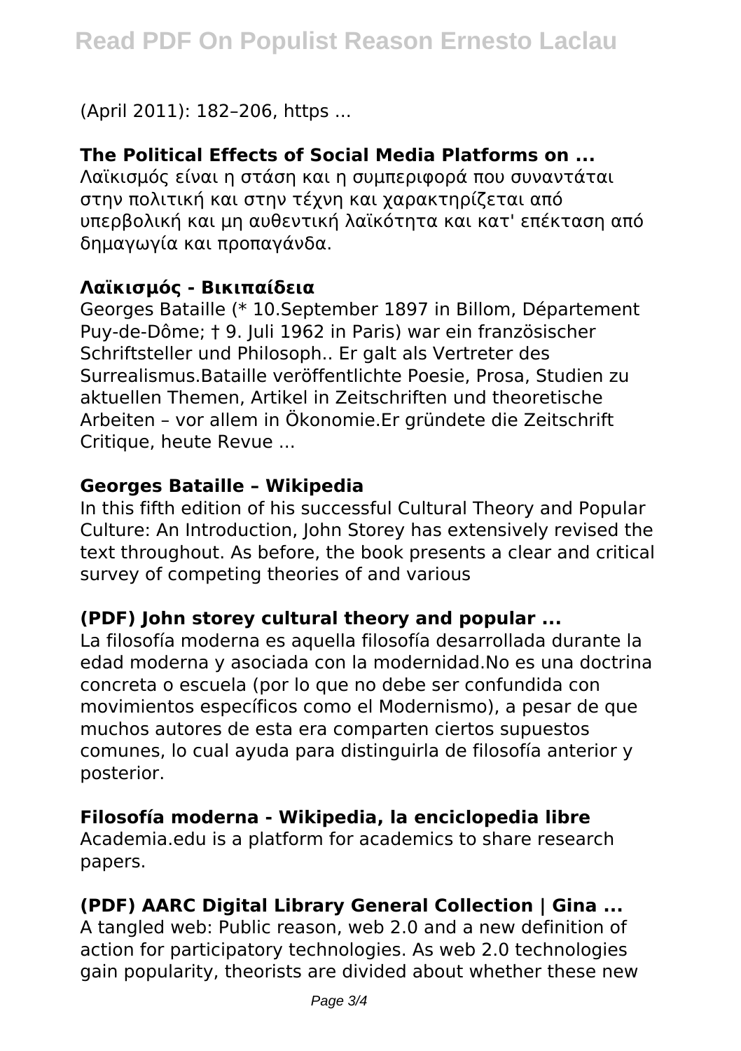(April 2011): 182–206, https ...

### The Political Effects of Social Media Platforms on ...

Λαϊκισμός είναι η στάση και η συμπεριφορά που συναντάται στην πολιτική και στην τέχνη και χαρακτηρίζεται από υπερβολική και μη αυθεντική λαϊκότητα και κατ' επέκταση από δημαγωγία και προπαγάνδα.

### Λαϊκισμός - Βικιπαίδεια

Georges Bataille (* 10.September 1897 in Billom, Département Puy-de-Dôme; † 9. Juli 1962 in Paris) war ein französischer Schriftsteller und Philosoph.. Er galt als Vertreter des Surrealismus.Bataille veröffentlichte Poesie, Prosa, Studien zu aktuellen Themen, Artikel in Zeitschriften und theoretische Arbeiten – vor allem in Ökonomie.Er gründete die Zeitschrift Critique, heute Revue ...

### Georges Bataille – Wikipedia

In this fifth edition of his successful Cultural Theory and Popular Culture: An Introduction, John Storey has extensively revised the text throughout. As before, the book presents a clear and critical survey of competing theories of and various

### (PDF) John storey cultural theory and popular ...

La filosofía moderna es aquella filosofía desarrollada durante la edad moderna y asociada con la modernidad.No es una doctrina concreta o escuela (por lo que no debe ser confundida con movimientos específicos como el Modernismo), a pesar de que muchos autores de esta era comparten ciertos supuestos comunes, lo cual ayuda para distinguirla de filosofía anterior y posterior.

### Filosofía moderna - Wikipedia, la enciclopedia libre

Academia.edu is a platform for academics to share research papers.

### (PDF) AARC Digital Library General Collection | Gina ...

A tangled web: Public reason, web 2.0 and a new definition of action for participatory technologies. As web 2.0 technologies gain popularity, theorists are divided about whether these new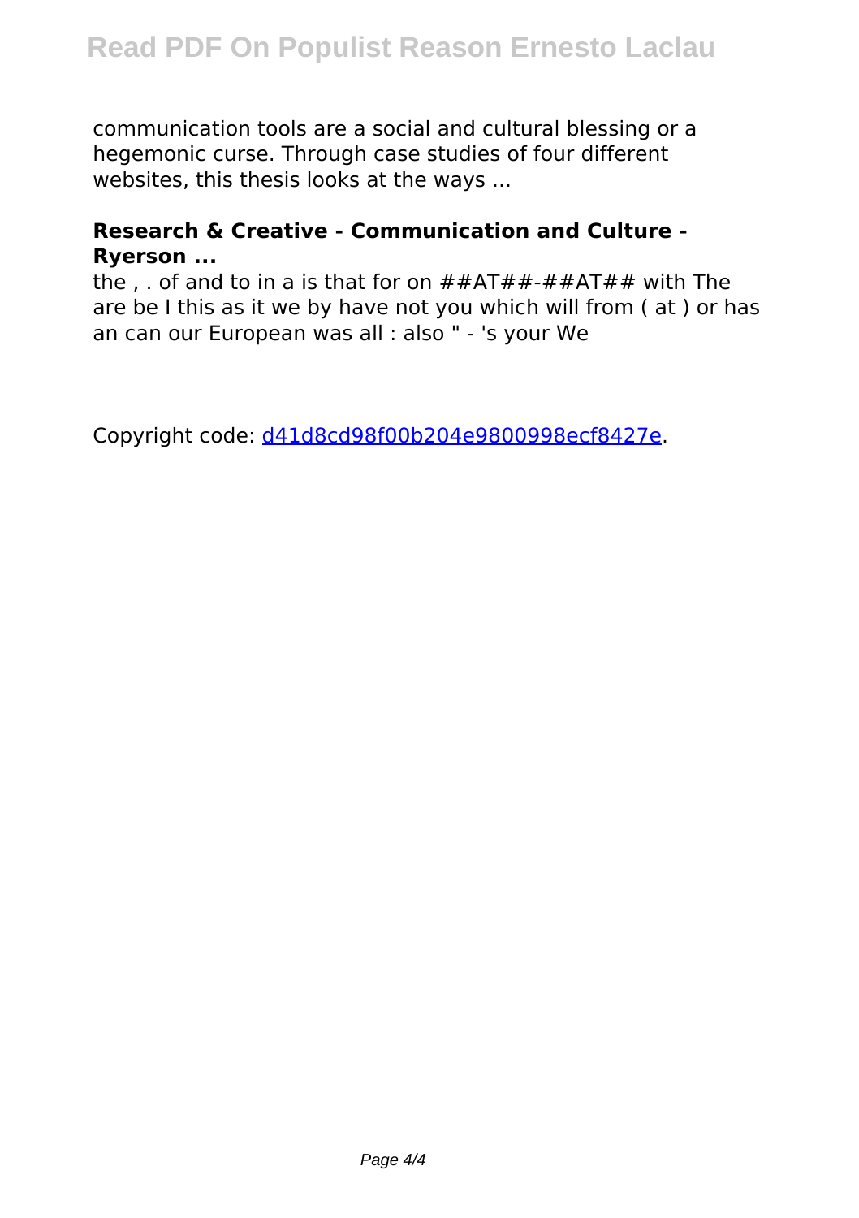communication tools are a social and cultural blessing or a hegemonic curse. Through case studies of four different websites, this thesis looks at the ways ...

**Research & Creative - Communication and Culture - Ryerson ...**

the , . of and to in a is that for on ##AT##-##AT## with The are be I this as it we by have not you which will from ( at ) or has an can our European was all : also " - 's your We

Copyright code: d41d8cd98f00b204e9800998ecf8427e.